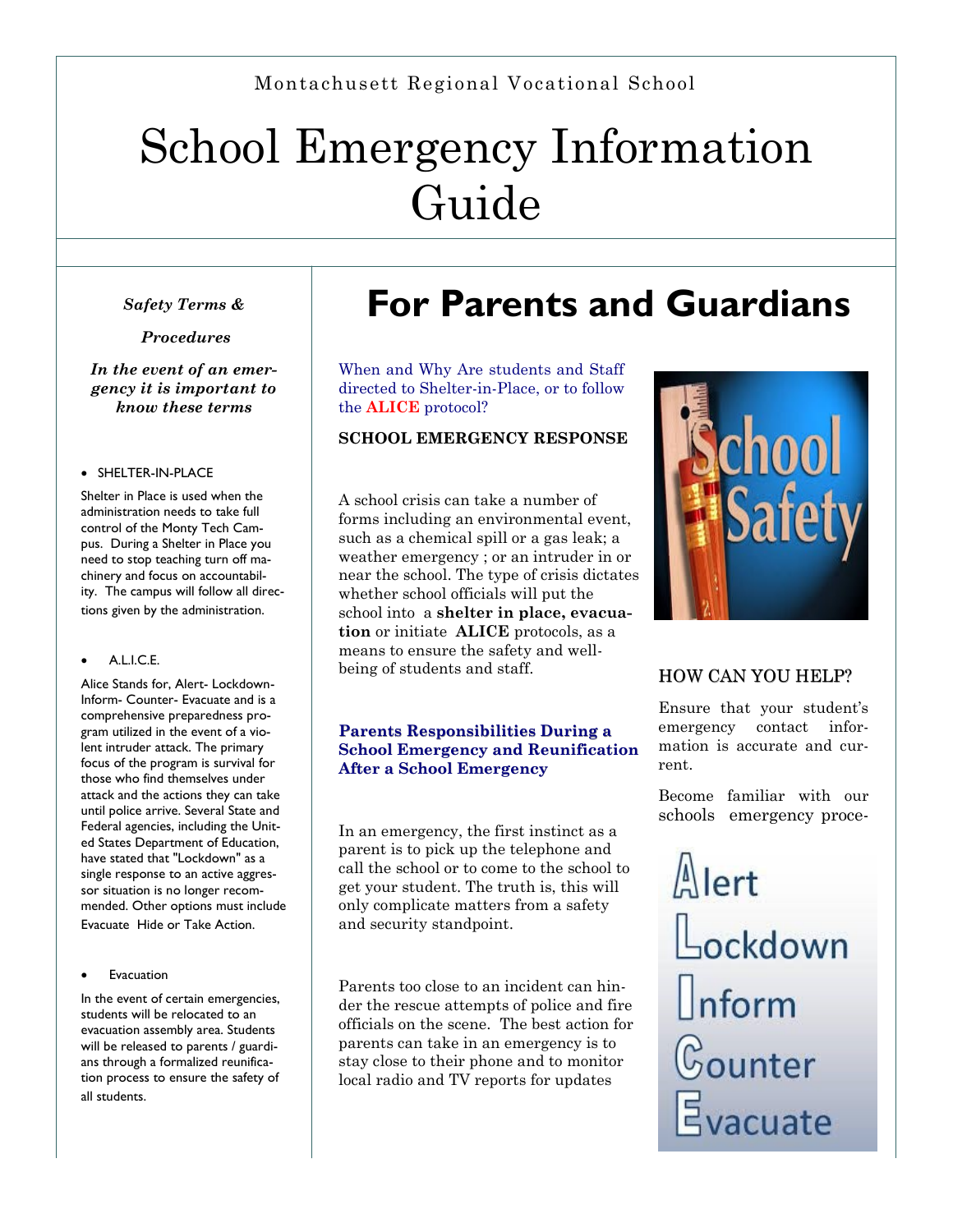Montachusett Regional Vocational School

# School Emergency Information Guide

***Safety Terms & Procedures***

***In the event of an emergency it is important to know these terms***

- SHELTER-IN-PLACE

Shelter in Place is used when the administration needs to take full control of the Monty Tech Campus. During a Shelter in Place you need to stop teaching turn off machinery and focus on accountability. The campus will follow all directions given by the administration.

- A.L.I.C.E.

Alice Stands for, Alert- Lockdown-Inform- Counter- Evacuate and is a comprehensive preparedness program utilized in the event of a violent intruder attack. The primary focus of the program is survival for those who find themselves under attack and the actions they can take until police arrive. Several State and Federal agencies, including the United States Department of Education, have stated that "Lockdown" as a single response to an active aggressor situation is no longer recommended. Other options must include Evacuate Hide or Take Action.

- Evacuation

In the event of certain emergencies, students will be relocated to an evacuation assembly area. Students will be released to parents / guardians through a formalized reunification process to ensure the safety of all students.

## For Parents and Guardians

When and Why Are students and Staff directed to Shelter-in-Place, or to follow the **ALICE** protocol?

**SCHOOL EMERGENCY RESPONSE**

A school crisis can take a number of forms including an environmental event, such as a chemical spill or a gas leak; a weather emergency ; or an intruder in or near the school. The type of crisis dictates whether school officials will put the school into a **shelter in place, evacuation** or initiate **ALICE** protocols, as a means to ensure the safety and well-being of students and staff.

**Parents Responsibilities During a School Emergency and Reunification After a School Emergency**

In an emergency, the first instinct as a parent is to pick up the telephone and call the school or to come to the school to get your student. The truth is, this will only complicate matters from a safety and security standpoint.

Parents too close to an incident can hinder the rescue attempts of police and fire officials on the scene. The best action for parents can take in an emergency is to stay close to their phone and to monitor local radio and TV reports for updates

School Safety

### HOW CAN YOU HELP?

Ensure that your student's emergency contact information is accurate and current.

Become familiar with our schools emergency proce-

Alert
Lockdown
Inform
Counter
Evacuate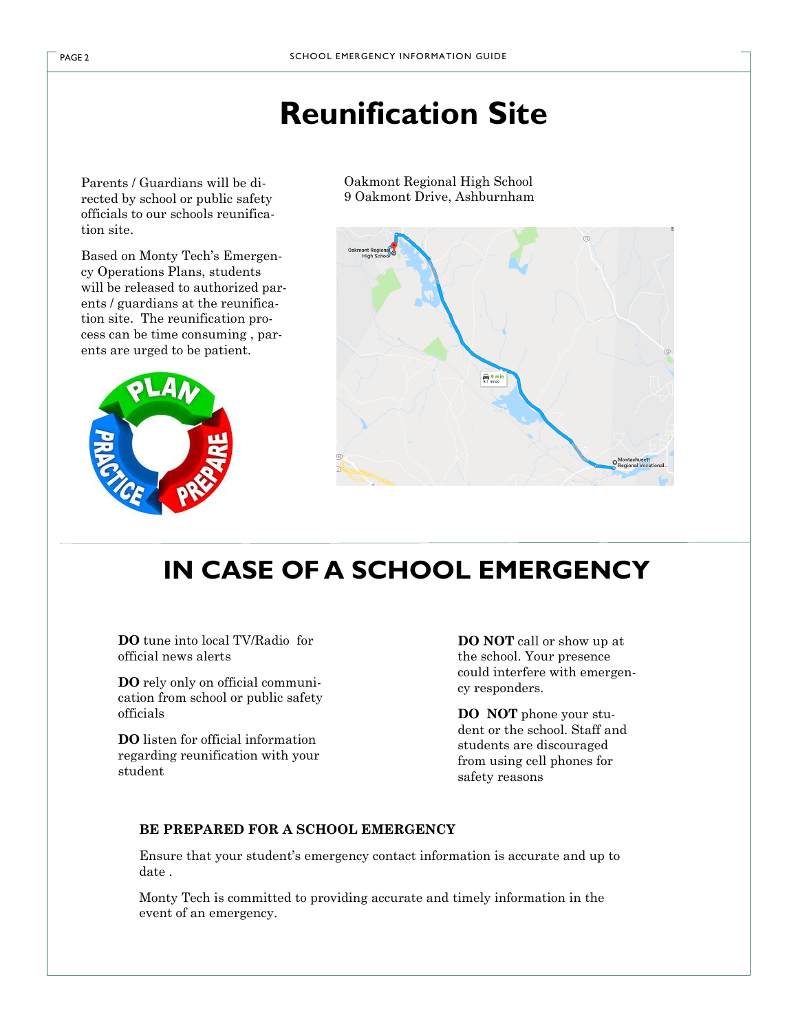# Reunification Site

Parents / Guardians will be directed by school or public safety officials to our schools reunification site.

Based on Monty Tech's Emergency Operations Plans, students will be released to authorized parents / guardians at the reunification site. The reunification process can be time consuming , parents are urged to be patient.

Oakmont Regional High School
9 Oakmont Drive, Ashburnham

# IN CASE OF A SCHOOL EMERGENCY

**DO** tune into local TV/Radio for official news alerts

**DO** rely only on official communication from school or public safety officials

**DO** listen for official information regarding reunification with your student

**DO NOT** call or show up at the school. Your presence could interfere with emergency responders.

**DO NOT** phone your student or the school. Staff and students are discouraged from using cell phones for safety reasons

**BE PREPARED FOR A SCHOOL EMERGENCY**

Ensure that your student's emergency contact information is accurate and up to date .

Monty Tech is committed to providing accurate and timely information in the event of an emergency.